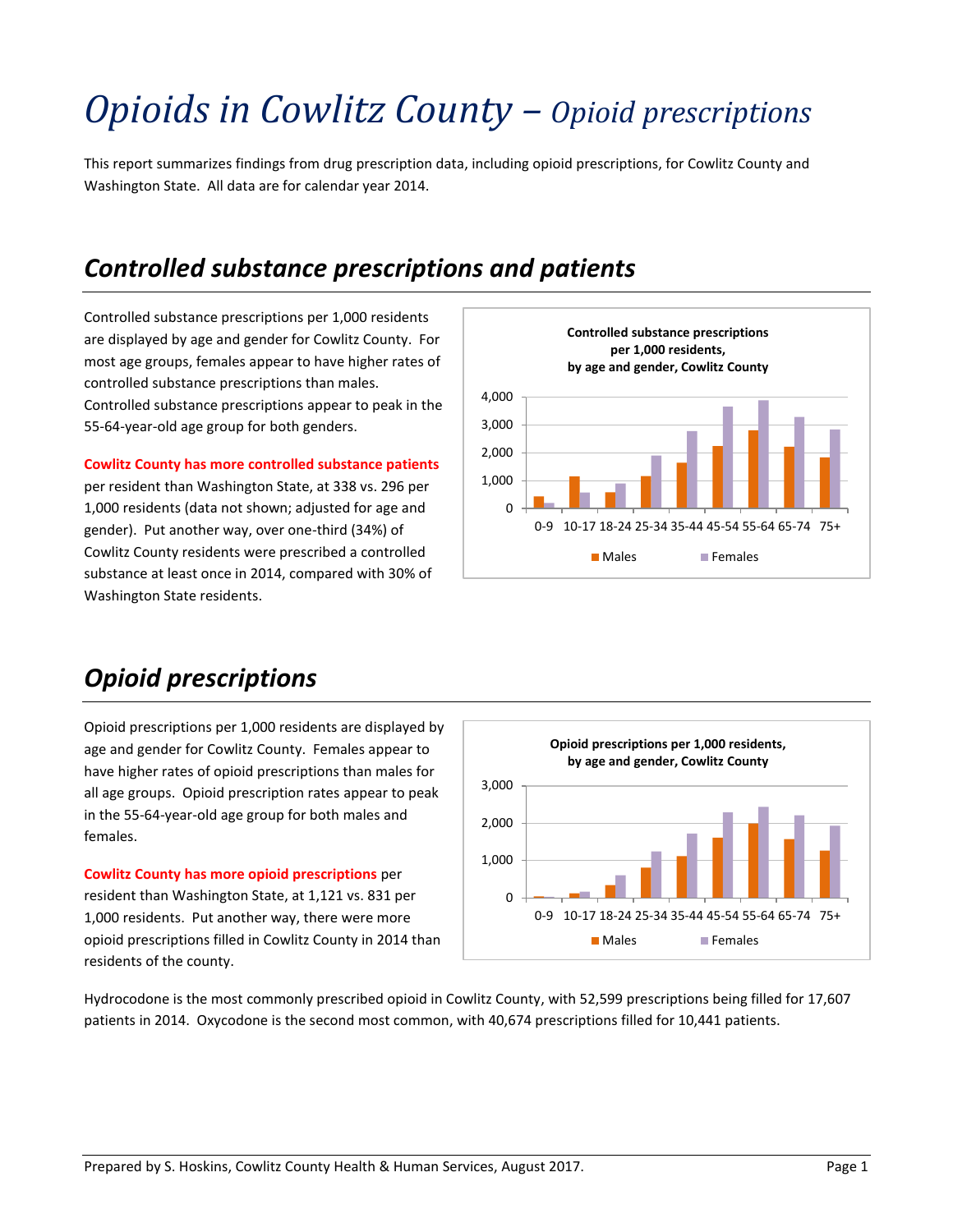# *Opioids in Cowlitz County – Opioid prescriptions*

This report summarizes findings from drug prescription data, including opioid prescriptions, for Cowlitz County and Washington State. All data are for calendar year 2014.

## *Controlled substance prescriptions and patients*

Controlled substance prescriptions per 1,000 residents are displayed by age and gender for Cowlitz County. For most age groups, females appear to have higher rates of controlled substance prescriptions than males. Controlled substance prescriptions appear to peak in the 55-64-year-old age group for both genders.

**Cowlitz County has more controlled substance patients** per resident than Washington State, at 338 vs. 296 per 1,000 residents (data not shown; adjusted for age and gender). Put another way, over one-third (34%) of Cowlitz County residents were prescribed a controlled substance at least once in 2014, compared with 30% of Washington State residents.

**Controlled substance prescriptions per 1,000 residents, by age and gender, Cowlitz County**

## *Opioid prescriptions*

Opioid prescriptions per 1,000 residents are displayed by age and gender for Cowlitz County. Females appear to have higher rates of opioid prescriptions than males for all age groups. Opioid prescription rates appear to peak in the 55-64-year-old age group for both males and females.

**Cowlitz County has more opioid prescriptions** per resident than Washington State, at 1,121 vs. 831 per 1,000 residents. Put another way, there were more opioid prescriptions filled in Cowlitz County in 2014 than residents of the county.

**Opioid prescriptions per 1,000 residents, by age and gender, Cowlitz County**

Hydrocodone is the most commonly prescribed opioid in Cowlitz County, with 52,599 prescriptions being filled for 17,607 patients in 2014. Oxycodone is the second most common, with 40,674 prescriptions filled for 10,441 patients.

Prepared by S. Hoskins, Cowlitz County Health & Human Services, August 2017.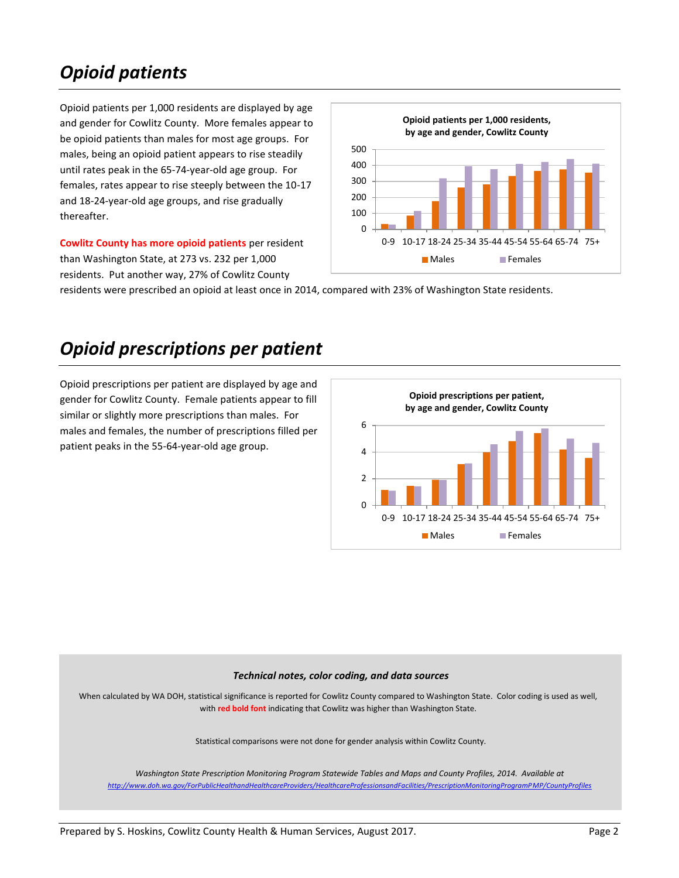## *Opioid patients*

Opioid patients per 1,000 residents are displayed by age and gender for Cowlitz County. More females appear to be opioid patients than males for most age groups. For males, being an opioid patient appears to rise steadily until rates peak in the 65-74-year-old age group. For females, rates appear to rise steeply between the 10-17 and 18-24-year-old age groups, and rise gradually thereafter.

**Opioid patients per 1,000 residents, by age and gender, Cowlitz County**

500
400
300
200
100
0

0-9 10-17 18-24 25-34 35-44 45-54 55-64 65-74 75+

Males Females

**Cowlitz County has more opioid patients** per resident than Washington State, at 273 vs. 232 per 1,000 residents. Put another way, 27% of Cowlitz County residents were prescribed an opioid at least once in 2014, compared with 23% of Washington State residents.

## *Opioid prescriptions per patient*

Opioid prescriptions per patient are displayed by age and gender for Cowlitz County. Female patients appear to fill similar or slightly more prescriptions than males. For males and females, the number of prescriptions filled per patient peaks in the 55-64-year-old age group.

**Opioid prescriptions per patient, by age and gender, Cowlitz County**

6
4
2
0

0-9 10-17 18-24 25-34 35-44 45-54 55-64 65-74 75+

Males Females

***Technical notes, color coding, and data sources***

When calculated by WA DOH, statistical significance is reported for Cowlitz County compared to Washington State. Color coding is used as well, with **red bold font** indicating that Cowlitz was higher than Washington State.

Statistical comparisons were not done for gender analysis within Cowlitz County.

*Washington State Prescription Monitoring Program Statewide Tables and Maps and County Profiles, 2014. Available at* http://www.doh.wa.gov/ForPublicHealthandHealthcareProviders/HealthcareProfessionsandFacilities/PrescriptionMonitoringProgramPMP/CountyProfiles

Prepared by S. Hoskins, Cowlitz County Health & Human Services, August 2017.